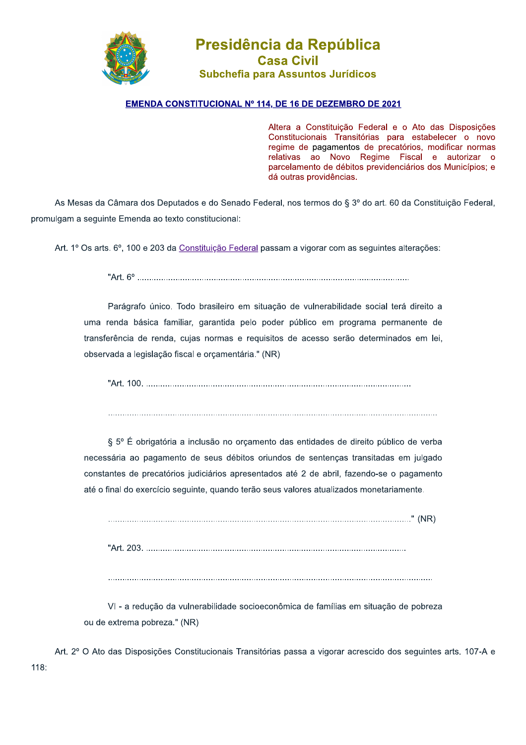# Presidência da República
## Casa Civil
### Subchefia para Assuntos Jurídicos

**EMENDA CONSTITUCIONAL Nº 114, DE 16 DE DEZEMBRO DE 2021**

Altera a Constituição Federal e o Ato das Disposições Constitucionais Transitórias para estabelecer o novo regime de pagamentos de precatórios, modificar normas relativas ao Novo Regime Fiscal e autorizar o parcelamento de débitos previdenciários dos Municípios; e dá outras providências.

As Mesas da Câmara dos Deputados e do Senado Federal, nos termos do § 3º do art. 60 da Constituição Federal, promulgam a seguinte Emenda ao texto constitucional:

Art. 1º Os arts. 6º, 100 e 203 da Constituição Federal passam a vigorar com as seguintes alterações:

"Art. 6º ..........................................................................................................................

Parágrafo único. Todo brasileiro em situação de vulnerabilidade social terá direito a uma renda básica familiar, garantida pelo poder público em programa permanente de transferência de renda, cujas normas e requisitos de acesso serão determinados em lei, observada a legislação fiscal e orçamentária." (NR)

"Art. 100. ......................................................................................................................

...................................................................................................................................

§ 5º É obrigatória a inclusão no orçamento das entidades de direito público de verba necessária ao pagamento de seus débitos oriundos de sentenças transitadas em julgado constantes de precatórios judiciários apresentados até 2 de abril, fazendo-se o pagamento até o final do exercício seguinte, quando terão seus valores atualizados monetariamente.

..................................................................................................................................." (NR)

"Art. 203. ......................................................................................................................

...................................................................................................................................

VI - a redução da vulnerabilidade socioeconômica de famílias em situação de pobreza ou de extrema pobreza." (NR)

Art. 2º O Ato das Disposições Constitucionais Transitórias passa a vigorar acrescido dos seguintes arts. 107-A e 118: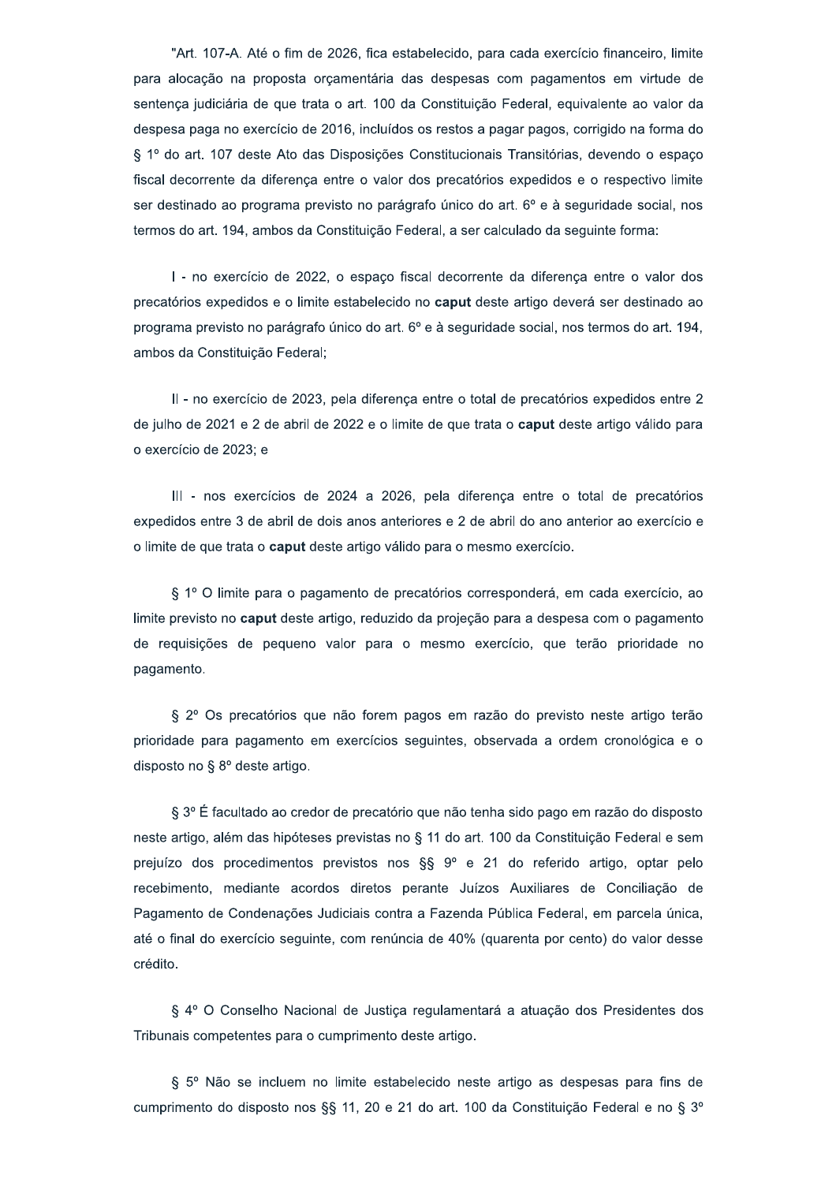"Art. 107-A. Até o fim de 2026, fica estabelecido, para cada exercício financeiro, limite para alocação na proposta orçamentária das despesas com pagamentos em virtude de sentença judiciária de que trata o art. 100 da Constituição Federal, equivalente ao valor da despesa paga no exercício de 2016, incluídos os restos a pagar pagos, corrigido na forma do § 1º do art. 107 deste Ato das Disposições Constitucionais Transitórias, devendo o espaço fiscal decorrente da diferença entre o valor dos precatórios expedidos e o respectivo limite ser destinado ao programa previsto no parágrafo único do art. 6º e à seguridade social, nos termos do art. 194, ambos da Constituição Federal, a ser calculado da seguinte forma:

I - no exercício de 2022, o espaço fiscal decorrente da diferença entre o valor dos precatórios expedidos e o limite estabelecido no **caput** deste artigo deverá ser destinado ao programa previsto no parágrafo único do art. 6º e à seguridade social, nos termos do art. 194, ambos da Constituição Federal;

II - no exercício de 2023, pela diferença entre o total de precatórios expedidos entre 2 de julho de 2021 e 2 de abril de 2022 e o limite de que trata o **caput** deste artigo válido para o exercício de 2023; e

III - nos exercícios de 2024 a 2026, pela diferença entre o total de precatórios expedidos entre 3 de abril de dois anos anteriores e 2 de abril do ano anterior ao exercício e o limite de que trata o **caput** deste artigo válido para o mesmo exercício.

§ 1º O limite para o pagamento de precatórios corresponderá, em cada exercício, ao limite previsto no **caput** deste artigo, reduzido da projeção para a despesa com o pagamento de requisições de pequeno valor para o mesmo exercício, que terão prioridade no pagamento.

§ 2º Os precatórios que não forem pagos em razão do previsto neste artigo terão prioridade para pagamento em exercícios seguintes, observada a ordem cronológica e o disposto no § 8º deste artigo.

§ 3º É facultado ao credor de precatório que não tenha sido pago em razão do disposto neste artigo, além das hipóteses previstas no § 11 do art. 100 da Constituição Federal e sem prejuízo dos procedimentos previstos nos §§ 9º e 21 do referido artigo, optar pelo recebimento, mediante acordos diretos perante Juízos Auxiliares de Conciliação de Pagamento de Condenações Judiciais contra a Fazenda Pública Federal, em parcela única, até o final do exercício seguinte, com renúncia de 40% (quarenta por cento) do valor desse crédito.

§ 4º O Conselho Nacional de Justiça regulamentará a atuação dos Presidentes dos Tribunais competentes para o cumprimento deste artigo.

§ 5º Não se incluem no limite estabelecido neste artigo as despesas para fins de cumprimento do disposto nos §§ 11, 20 e 21 do art. 100 da Constituição Federal e no § 3º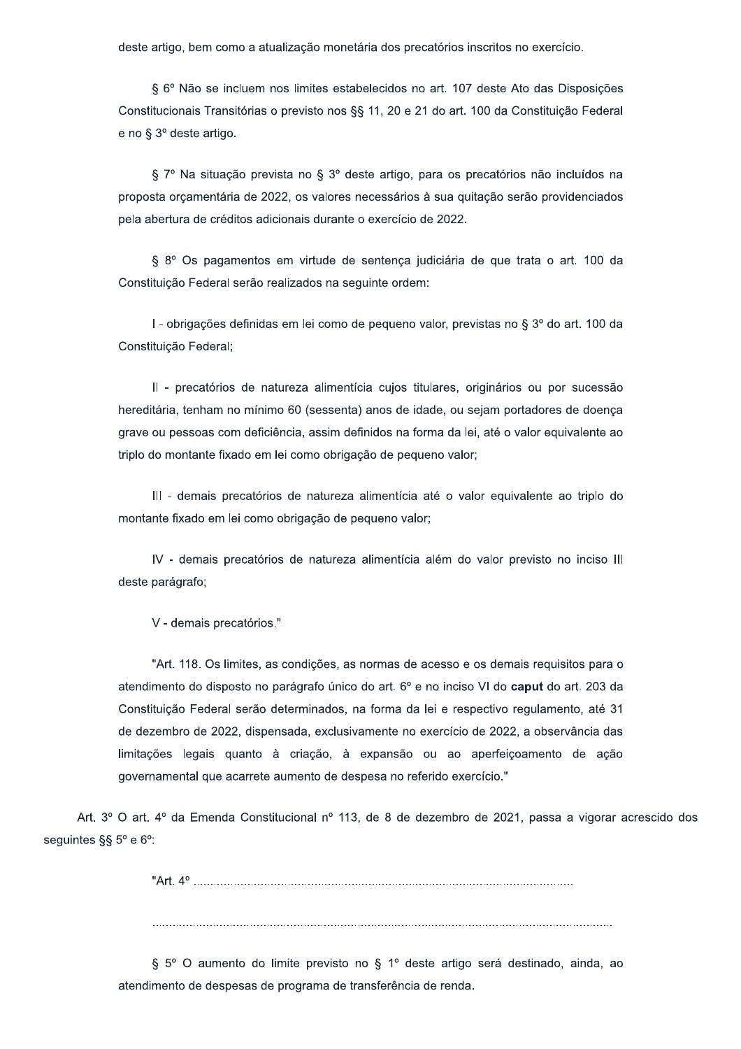deste artigo, bem como a atualização monetária dos precatórios inscritos no exercício.

§ 6º Não se incluem nos limites estabelecidos no art. 107 deste Ato das Disposições Constitucionais Transitórias o previsto nos §§ 11, 20 e 21 do art. 100 da Constituição Federal e no § 3º deste artigo.

§ 7º Na situação prevista no § 3º deste artigo, para os precatórios não incluídos na proposta orçamentária de 2022, os valores necessários à sua quitação serão providenciados pela abertura de créditos adicionais durante o exercício de 2022.

§ 8º Os pagamentos em virtude de sentença judiciária de que trata o art. 100 da Constituição Federal serão realizados na seguinte ordem:

I - obrigações definidas em lei como de pequeno valor, previstas no § 3º do art. 100 da Constituição Federal;

II - precatórios de natureza alimentícia cujos titulares, originários ou por sucessão hereditária, tenham no mínimo 60 (sessenta) anos de idade, ou sejam portadores de doença grave ou pessoas com deficiência, assim definidos na forma da lei, até o valor equivalente ao triplo do montante fixado em lei como obrigação de pequeno valor;

III - demais precatórios de natureza alimentícia até o valor equivalente ao triplo do montante fixado em lei como obrigação de pequeno valor;

IV - demais precatórios de natureza alimentícia além do valor previsto no inciso III deste parágrafo;

V - demais precatórios."

"Art. 118. Os limites, as condições, as normas de acesso e os demais requisitos para o atendimento do disposto no parágrafo único do art. 6º e no inciso VI do **caput** do art. 203 da Constituição Federal serão determinados, na forma da lei e respectivo regulamento, até 31 de dezembro de 2022, dispensada, exclusivamente no exercício de 2022, a observância das limitações legais quanto à criação, à expansão ou ao aperfeiçoamento de ação governamental que acarrete aumento de despesa no referido exercício."

Art. 3º O art. 4º da Emenda Constitucional nº 113, de 8 de dezembro de 2021, passa a vigorar acrescido dos seguintes §§ 5º e 6º:

"Art. 4º ..................................................................................................................

......................................................................................................................................

§ 5º O aumento do limite previsto no § 1º deste artigo será destinado, ainda, ao atendimento de despesas de programa de transferência de renda.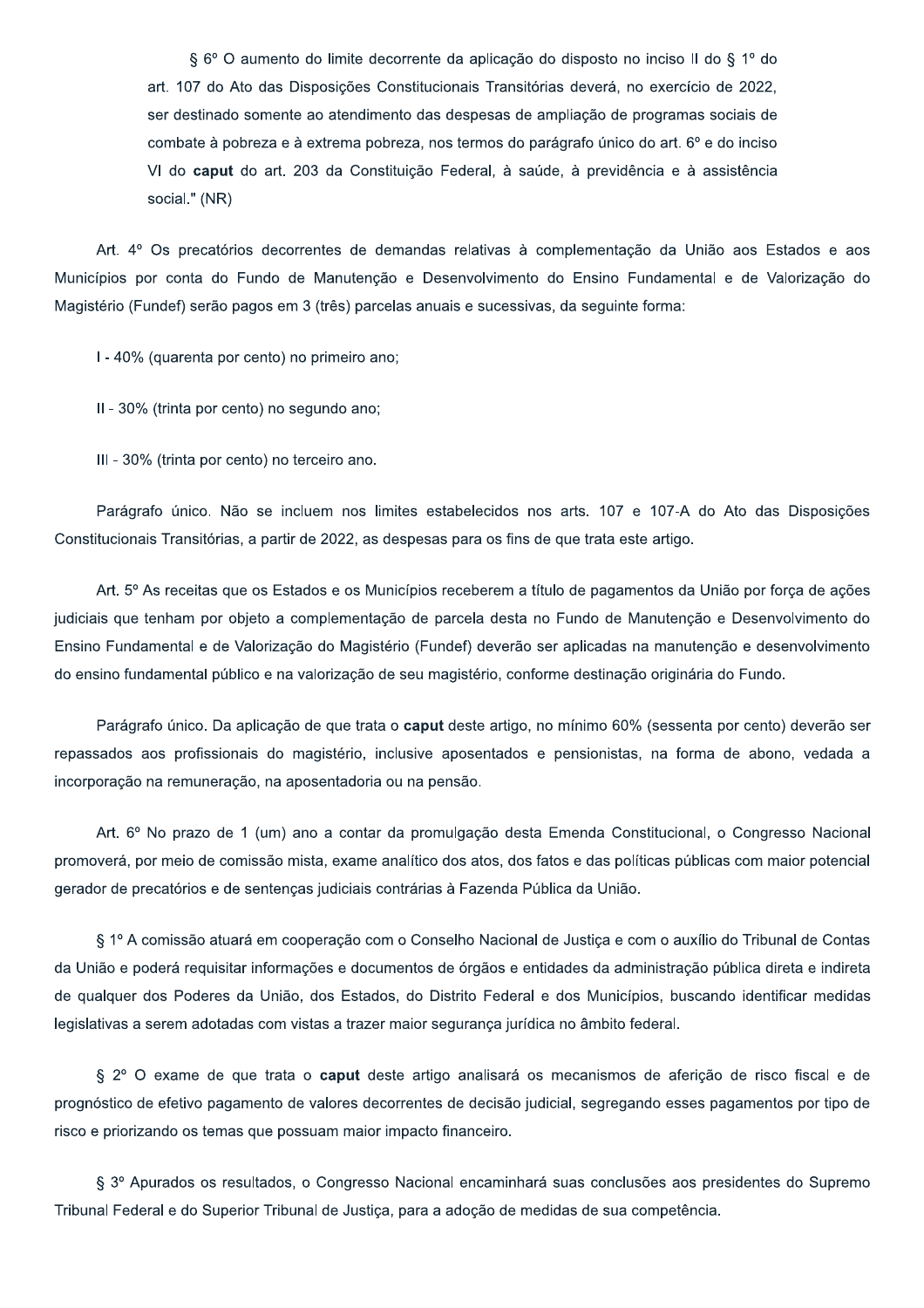§ 6º O aumento do limite decorrente da aplicação do disposto no inciso II do § 1º do art. 107 do Ato das Disposições Constitucionais Transitórias deverá, no exercício de 2022, ser destinado somente ao atendimento das despesas de ampliação de programas sociais de combate à pobreza e à extrema pobreza, nos termos do parágrafo único do art. 6º e do inciso VI do **caput** do art. 203 da Constituição Federal, à saúde, à previdência e à assistência social." (NR)

Art. 4º Os precatórios decorrentes de demandas relativas à complementação da União aos Estados e aos Municípios por conta do Fundo de Manutenção e Desenvolvimento do Ensino Fundamental e de Valorização do Magistério (Fundef) serão pagos em 3 (três) parcelas anuais e sucessivas, da seguinte forma:

I - 40% (quarenta por cento) no primeiro ano;

II - 30% (trinta por cento) no segundo ano;

III - 30% (trinta por cento) no terceiro ano.

Parágrafo único. Não se incluem nos limites estabelecidos nos arts. 107 e 107-A do Ato das Disposições Constitucionais Transitórias, a partir de 2022, as despesas para os fins de que trata este artigo.

Art. 5º As receitas que os Estados e os Municípios receberem a título de pagamentos da União por força de ações judiciais que tenham por objeto a complementação de parcela desta no Fundo de Manutenção e Desenvolvimento do Ensino Fundamental e de Valorização do Magistério (Fundef) deverão ser aplicadas na manutenção e desenvolvimento do ensino fundamental público e na valorização de seu magistério, conforme destinação originária do Fundo.

Parágrafo único. Da aplicação de que trata o **caput** deste artigo, no mínimo 60% (sessenta por cento) deverão ser repassados aos profissionais do magistério, inclusive aposentados e pensionistas, na forma de abono, vedada a incorporação na remuneração, na aposentadoria ou na pensão.

Art. 6º No prazo de 1 (um) ano a contar da promulgação desta Emenda Constitucional, o Congresso Nacional promoverá, por meio de comissão mista, exame analítico dos atos, dos fatos e das políticas públicas com maior potencial gerador de precatórios e de sentenças judiciais contrárias à Fazenda Pública da União.

§ 1º A comissão atuará em cooperação com o Conselho Nacional de Justiça e com o auxílio do Tribunal de Contas da União e poderá requisitar informações e documentos de órgãos e entidades da administração pública direta e indireta de qualquer dos Poderes da União, dos Estados, do Distrito Federal e dos Municípios, buscando identificar medidas legislativas a serem adotadas com vistas a trazer maior segurança jurídica no âmbito federal.

§ 2º O exame de que trata o **caput** deste artigo analisará os mecanismos de aferição de risco fiscal e de prognóstico de efetivo pagamento de valores decorrentes de decisão judicial, segregando esses pagamentos por tipo de risco e priorizando os temas que possuam maior impacto financeiro.

§ 3º Apurados os resultados, o Congresso Nacional encaminhará suas conclusões aos presidentes do Supremo Tribunal Federal e do Superior Tribunal de Justiça, para a adoção de medidas de sua competência.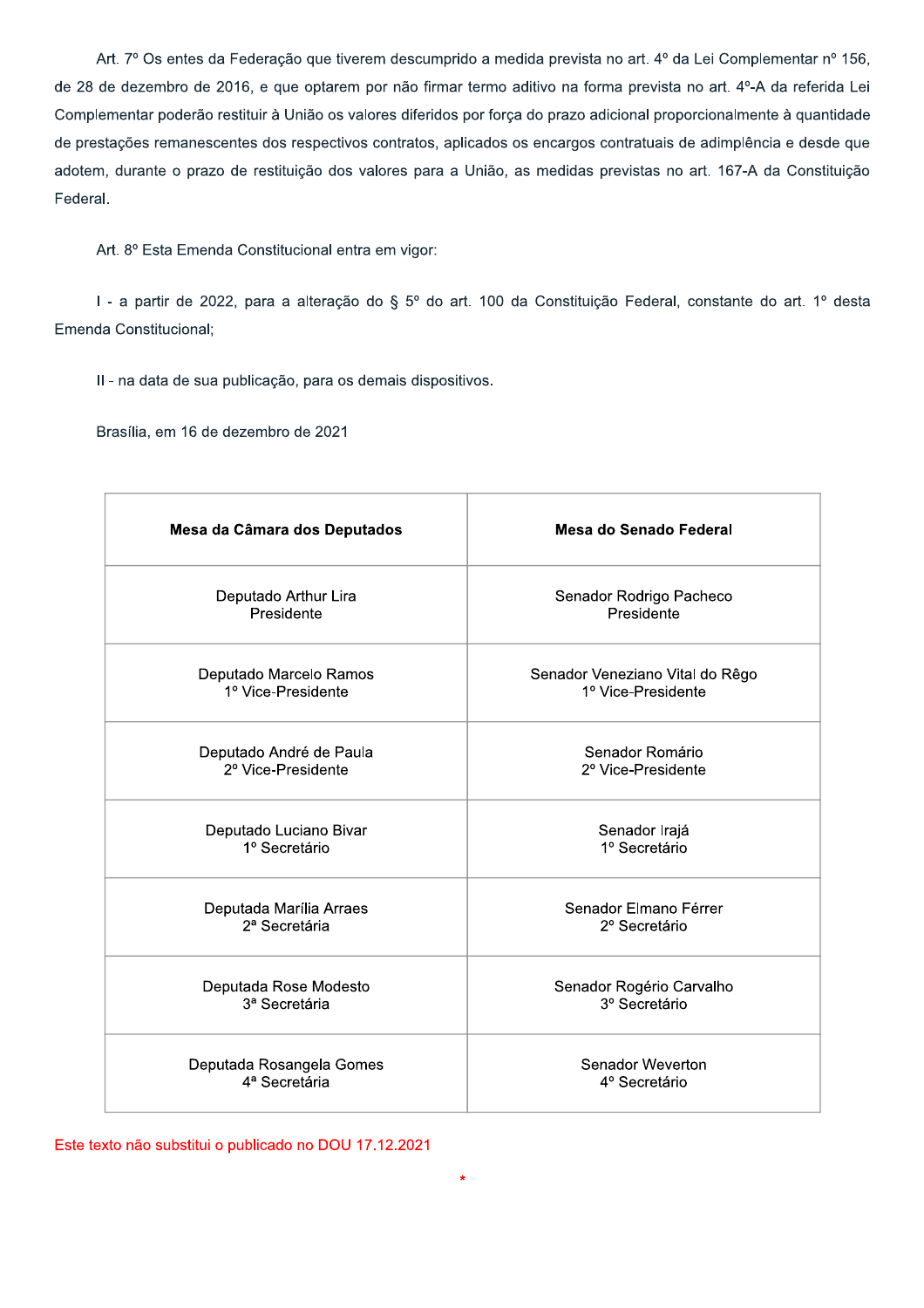Art. 7º Os entes da Federação que tiverem descumprido a medida prevista no art. 4º da Lei Complementar nº 156, de 28 de dezembro de 2016, e que optarem por não firmar termo aditivo na forma prevista no art. 4º-A da referida Lei Complementar poderão restituir à União os valores diferidos por força do prazo adicional proporcionalmente à quantidade de prestações remanescentes dos respectivos contratos, aplicados os encargos contratuais de adimplência e desde que adotem, durante o prazo de restituição dos valores para a União, as medidas previstas no art. 167-A da Constituição Federal.

Art. 8º Esta Emenda Constitucional entra em vigor:

I - a partir de 2022, para a alteração do § 5º do art. 100 da Constituição Federal, constante do art. 1º desta Emenda Constitucional;

II - na data de sua publicação, para os demais dispositivos.

Brasília, em 16 de dezembro de 2021

| **Mesa da Câmara dos Deputados** | **Mesa do Senado Federal** |
|---|---|
| Deputado Arthur Lira<br>Presidente | Senador Rodrigo Pacheco<br>Presidente |
| Deputado Marcelo Ramos<br>1º Vice-Presidente | Senador Veneziano Vital do Rêgo<br>1º Vice-Presidente |
| Deputado André de Paula<br>2º Vice-Presidente | Senador Romário<br>2º Vice-Presidente |
| Deputado Luciano Bivar<br>1º Secretário | Senador Irajá<br>1º Secretário |
| Deputada Marília Arraes<br>2ª Secretária | Senador Elmano Férrer<br>2º Secretário |
| Deputada Rose Modesto<br>3ª Secretária | Senador Rogério Carvalho<br>3º Secretário |
| Deputada Rosangela Gomes<br>4ª Secretária | Senador Weverton<br>4º Secretário |

Este texto não substitui o publicado no DOU 17.12.2021

*